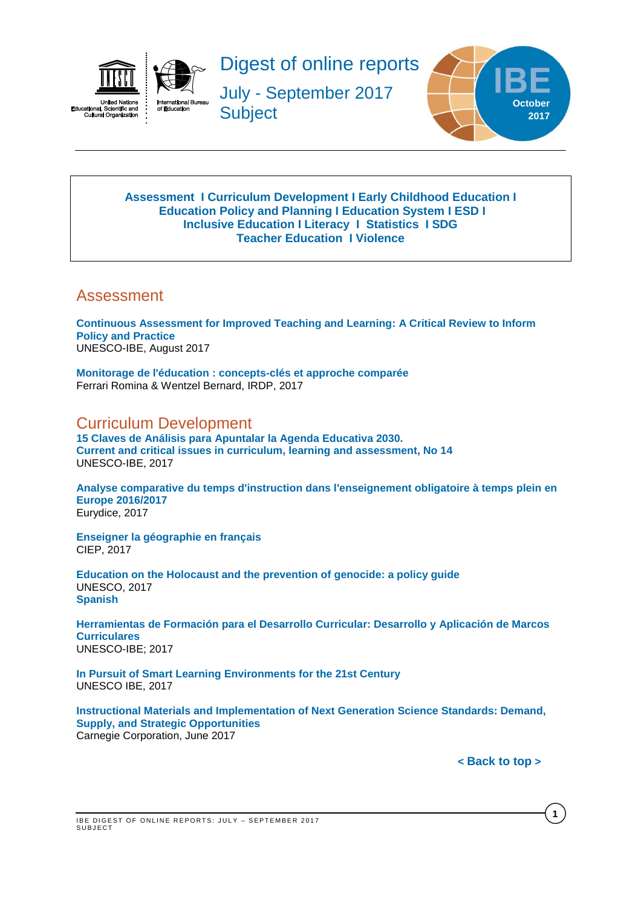# Digest of online reports

## July - September 2017
## Subject

IBE October 2017

**Assessment I Curriculum Development I Early Childhood Education I Education Policy and Planning I Education System I ESD I Inclusive Education I Literacy I Statistics I SDG Teacher Education I Violence**

## Assessment

**Continuous Assessment for Improved Teaching and Learning: A Critical Review to Inform Policy and Practice**
UNESCO-IBE, August 2017

**Monitorage de l'éducation : concepts-clés et approche comparée**
Ferrari Romina & Wentzel Bernard, IRDP, 2017

## Curriculum Development

**15 Claves de Análisis para Apuntalar la Agenda Educativa 2030. Current and critical issues in curriculum, learning and assessment, No 14**
UNESCO-IBE, 2017

**Analyse comparative du temps d'instruction dans l'enseignement obligatoire à temps plein en Europe 2016/2017**
Eurydice, 2017

**Enseigner la géographie en français**
CIEP, 2017

**Education on the Holocaust and the prevention of genocide: a policy guide**
UNESCO, 2017
**Spanish**

**Herramientas de Formación para el Desarrollo Curricular: Desarrollo y Aplicación de Marcos Curriculares**
UNESCO-IBE; 2017

**In Pursuit of Smart Learning Environments for the 21st Century**
UNESCO IBE, 2017

**Instructional Materials and Implementation of Next Generation Science Standards: Demand, Supply, and Strategic Opportunities**
Carnegie Corporation, June 2017

**< Back to top >**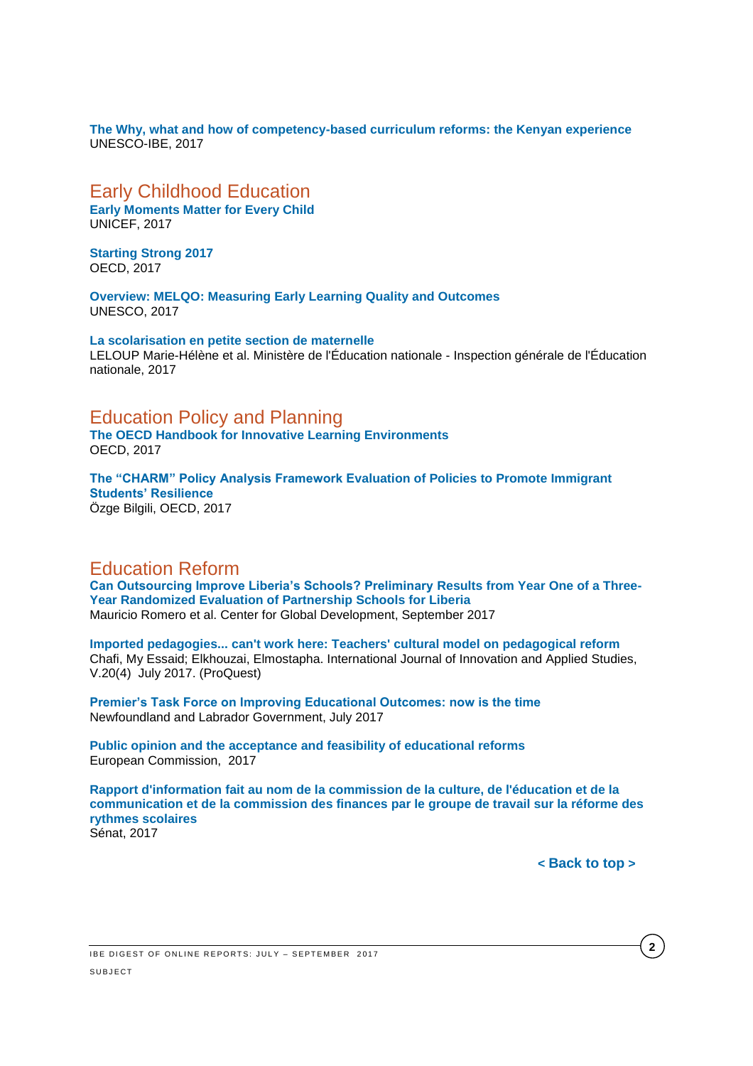**The Why, what and how of competency-based curriculum reforms: the Kenyan experience**
UNESCO-IBE, 2017

## Early Childhood Education

**Early Moments Matter for Every Child**
UNICEF, 2017

**Starting Strong 2017**
OECD, 2017

**Overview: MELQO: Measuring Early Learning Quality and Outcomes**
UNESCO, 2017

**La scolarisation en petite section de maternelle**
LELOUP Marie-Hélène et al. Ministère de l'Éducation nationale - Inspection générale de l'Éducation nationale, 2017

## Education Policy and Planning

**The OECD Handbook for Innovative Learning Environments**
OECD, 2017

**The "CHARM" Policy Analysis Framework Evaluation of Policies to Promote Immigrant Students' Resilience**
Özge Bilgili, OECD, 2017

## Education Reform

**Can Outsourcing Improve Liberia's Schools? Preliminary Results from Year One of a Three-Year Randomized Evaluation of Partnership Schools for Liberia**
Mauricio Romero et al. Center for Global Development, September 2017

**Imported pedagogies... can't work here: Teachers' cultural model on pedagogical reform**
Chafi, My Essaid; Elkhouzai, Elmostapha. International Journal of Innovation and Applied Studies, V.20(4) July 2017. (ProQuest)

**Premier's Task Force on Improving Educational Outcomes: now is the time**
Newfoundland and Labrador Government, July 2017

**Public opinion and the acceptance and feasibility of educational reforms**
European Commission, 2017

**Rapport d'information fait au nom de la commission de la culture, de l'éducation et de la communication et de la commission des finances par le groupe de travail sur la réforme des rythmes scolaires**
Sénat, 2017

**< Back to top >**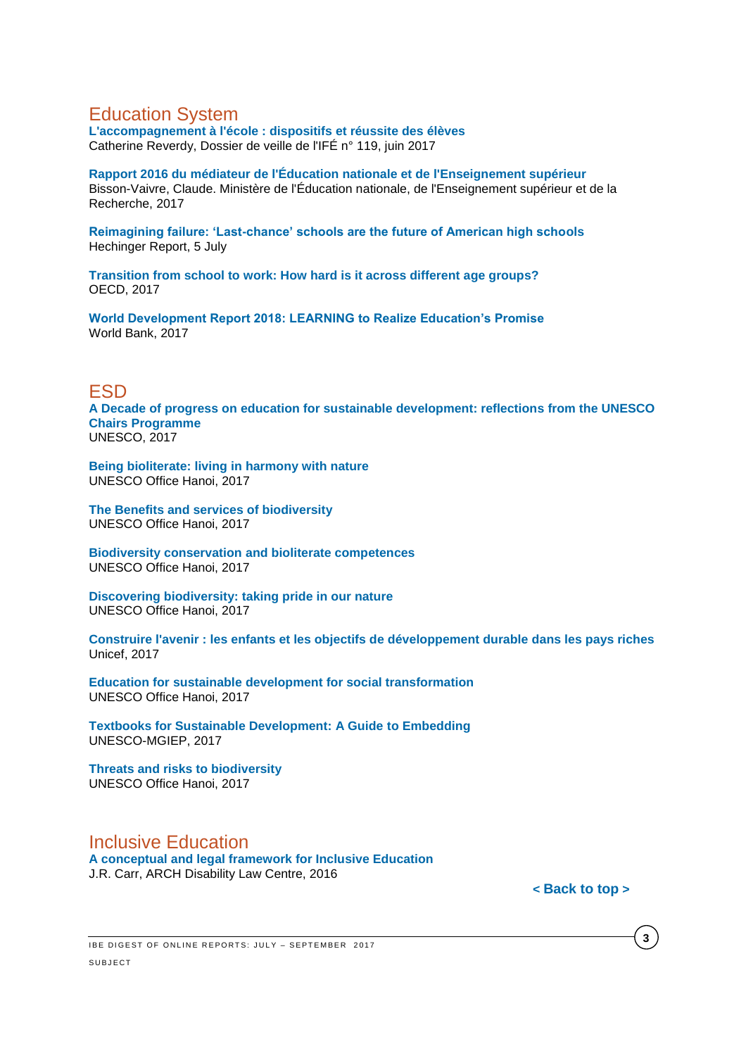## Education System

**L'accompagnement à l'école : dispositifs et réussite des élèves**
Catherine Reverdy, Dossier de veille de l'IFÉ n° 119, juin 2017

**Rapport 2016 du médiateur de l'Éducation nationale et de l'Enseignement supérieur**
Bisson-Vaivre, Claude. Ministère de l'Éducation nationale, de l'Enseignement supérieur et de la Recherche, 2017

**Reimagining failure: 'Last-chance' schools are the future of American high schools**
Hechinger Report, 5 July

**Transition from school to work: How hard is it across different age groups?**
OECD, 2017

**World Development Report 2018: LEARNING to Realize Education's Promise**
World Bank, 2017

## ESD

**A Decade of progress on education for sustainable development: reflections from the UNESCO Chairs Programme**
UNESCO, 2017

**Being bioliterate: living in harmony with nature**
UNESCO Office Hanoi, 2017

**The Benefits and services of biodiversity**
UNESCO Office Hanoi, 2017

**Biodiversity conservation and bioliterate competences**
UNESCO Office Hanoi, 2017

**Discovering biodiversity: taking pride in our nature**
UNESCO Office Hanoi, 2017

**Construire l'avenir : les enfants et les objectifs de développement durable dans les pays riches**
Unicef, 2017

**Education for sustainable development for social transformation**
UNESCO Office Hanoi, 2017

**Textbooks for Sustainable Development: A Guide to Embedding**
UNESCO-MGIEP, 2017

**Threats and risks to biodiversity**
UNESCO Office Hanoi, 2017

## Inclusive Education

**A conceptual and legal framework for Inclusive Education**
J.R. Carr, ARCH Disability Law Centre, 2016

**< Back to top >**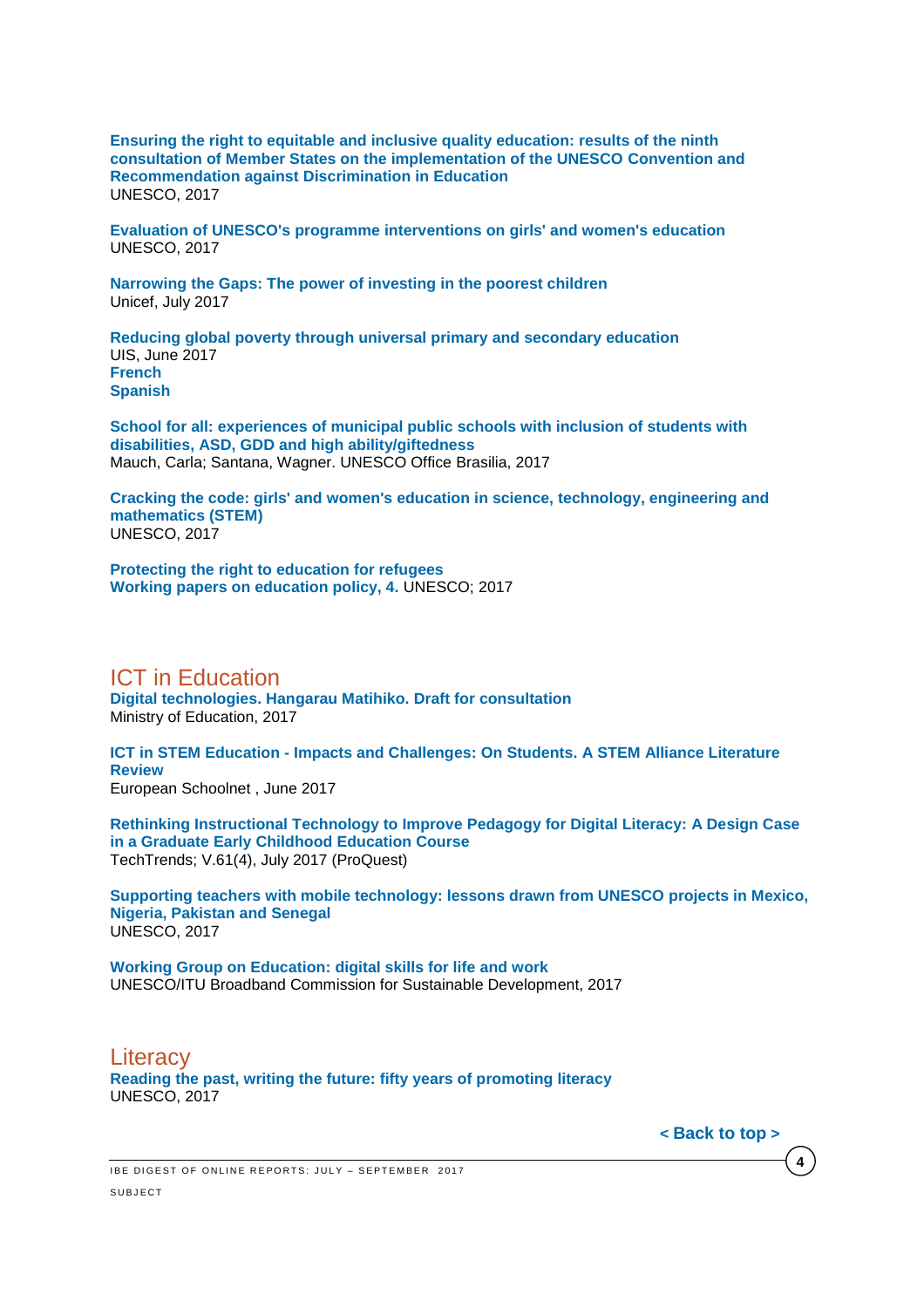**Ensuring the right to equitable and inclusive quality education: results of the ninth consultation of Member States on the implementation of the UNESCO Convention and Recommendation against Discrimination in Education**
UNESCO, 2017

**Evaluation of UNESCO's programme interventions on girls' and women's education**
UNESCO, 2017

**Narrowing the Gaps: The power of investing in the poorest children**
Unicef, July 2017

**Reducing global poverty through universal primary and secondary education**
UIS, June 2017
**French**
**Spanish**

**School for all: experiences of municipal public schools with inclusion of students with disabilities, ASD, GDD and high ability/giftedness**
Mauch, Carla; Santana, Wagner. UNESCO Office Brasilia, 2017

**Cracking the code: girls' and women's education in science, technology, engineering and mathematics (STEM)**
UNESCO, 2017

**Protecting the right to education for refugees**
**Working papers on education policy, 4.** UNESCO; 2017

## ICT in Education

**Digital technologies. Hangarau Matihiko. Draft for consultation**
Ministry of Education, 2017

**ICT in STEM Education - Impacts and Challenges: On Students. A STEM Alliance Literature Review**
European Schoolnet , June 2017

**Rethinking Instructional Technology to Improve Pedagogy for Digital Literacy: A Design Case in a Graduate Early Childhood Education Course**
TechTrends; V.61(4), July 2017 (ProQuest)

**Supporting teachers with mobile technology: lessons drawn from UNESCO projects in Mexico, Nigeria, Pakistan and Senegal**
UNESCO, 2017

**Working Group on Education: digital skills for life and work**
UNESCO/ITU Broadband Commission for Sustainable Development, 2017

## Literacy

**Reading the past, writing the future: fifty years of promoting literacy**
UNESCO, 2017

**< Back to top >**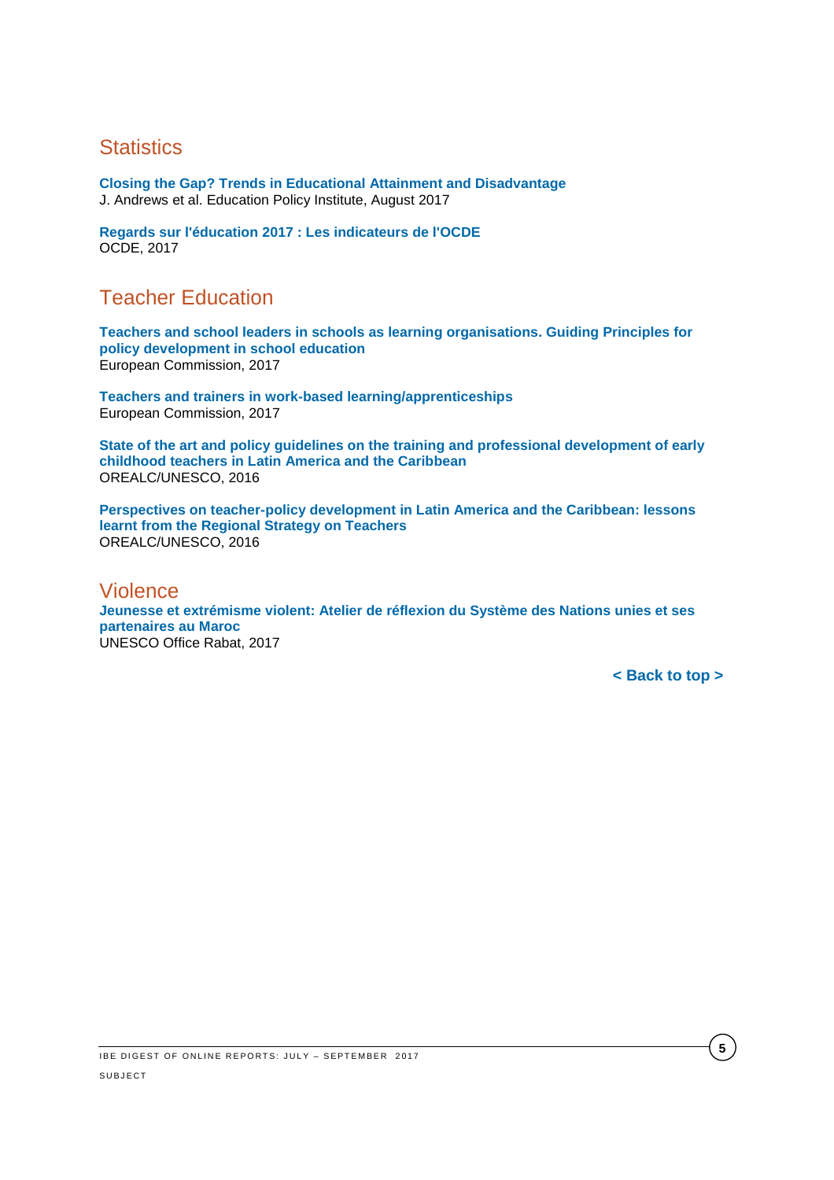## Statistics

**Closing the Gap? Trends in Educational Attainment and Disadvantage**
J. Andrews et al. Education Policy Institute, August 2017

**Regards sur l'éducation 2017 : Les indicateurs de l'OCDE**
OCDE, 2017

## Teacher Education

**Teachers and school leaders in schools as learning organisations. Guiding Principles for policy development in school education**
European Commission, 2017

**Teachers and trainers in work-based learning/apprenticeships**
European Commission, 2017

**State of the art and policy guidelines on the training and professional development of early childhood teachers in Latin America and the Caribbean**
OREALC/UNESCO, 2016

**Perspectives on teacher-policy development in Latin America and the Caribbean: lessons learnt from the Regional Strategy on Teachers**
OREALC/UNESCO, 2016

## Violence

**Jeunesse et extrémisme violent: Atelier de réflexion du Système des Nations unies et ses partenaires au Maroc**
UNESCO Office Rabat, 2017

**< Back to top >**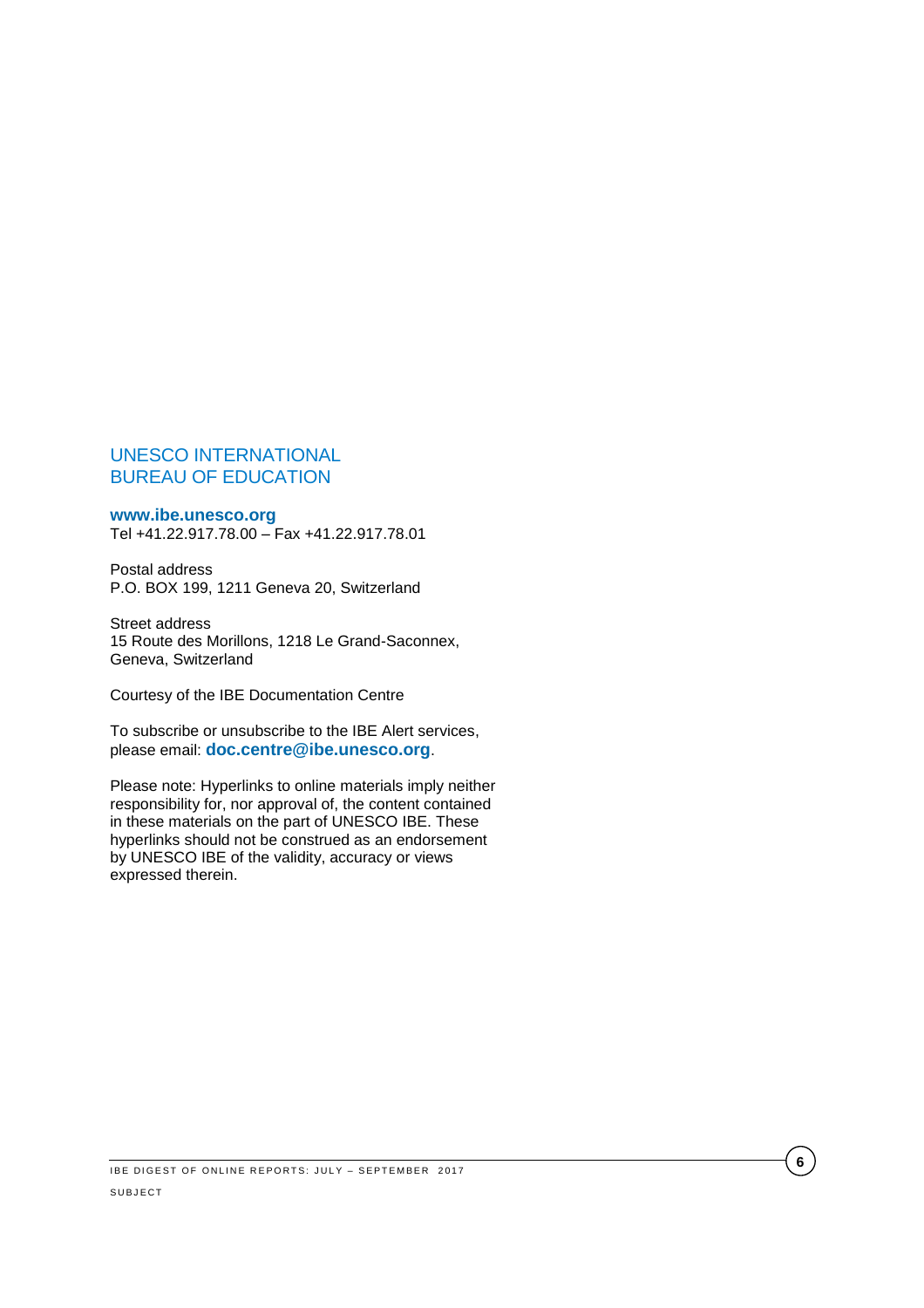## UNESCO INTERNATIONAL BUREAU OF EDUCATION

**www.ibe.unesco.org**
Tel +41.22.917.78.00 – Fax +41.22.917.78.01

Postal address
P.O. BOX 199, 1211 Geneva 20, Switzerland

Street address
15 Route des Morillons, 1218 Le Grand-Saconnex, Geneva, Switzerland

Courtesy of the IBE Documentation Centre

To subscribe or unsubscribe to the IBE Alert services, please email: **doc.centre@ibe.unesco.org**.

Please note: Hyperlinks to online materials imply neither responsibility for, nor approval of, the content contained in these materials on the part of UNESCO IBE. These hyperlinks should not be construed as an endorsement by UNESCO IBE of the validity, accuracy or views expressed therein.